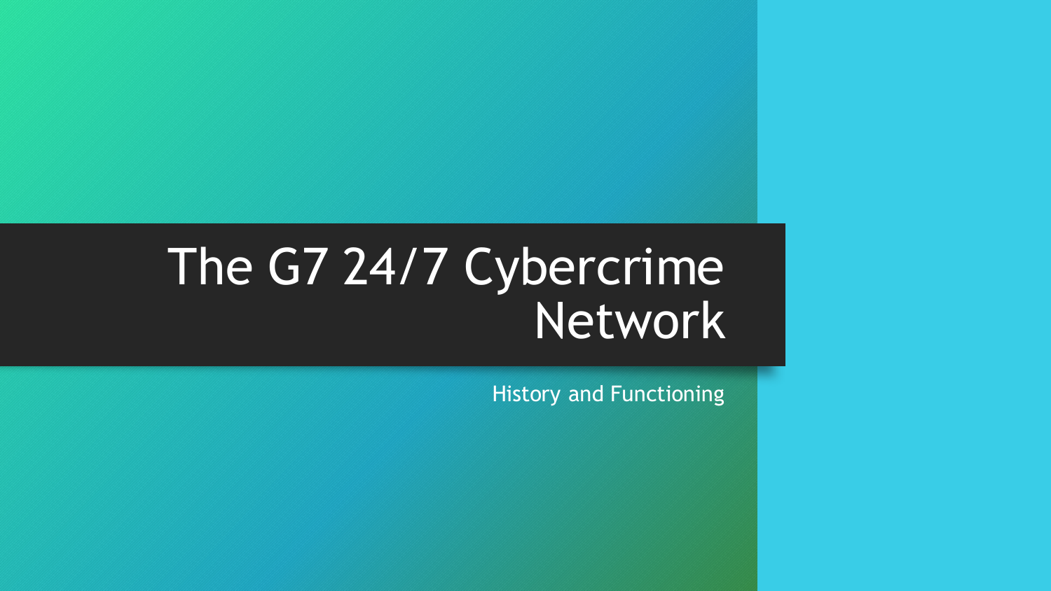# The G7 24/7 Cybercrime Network

History and Functioning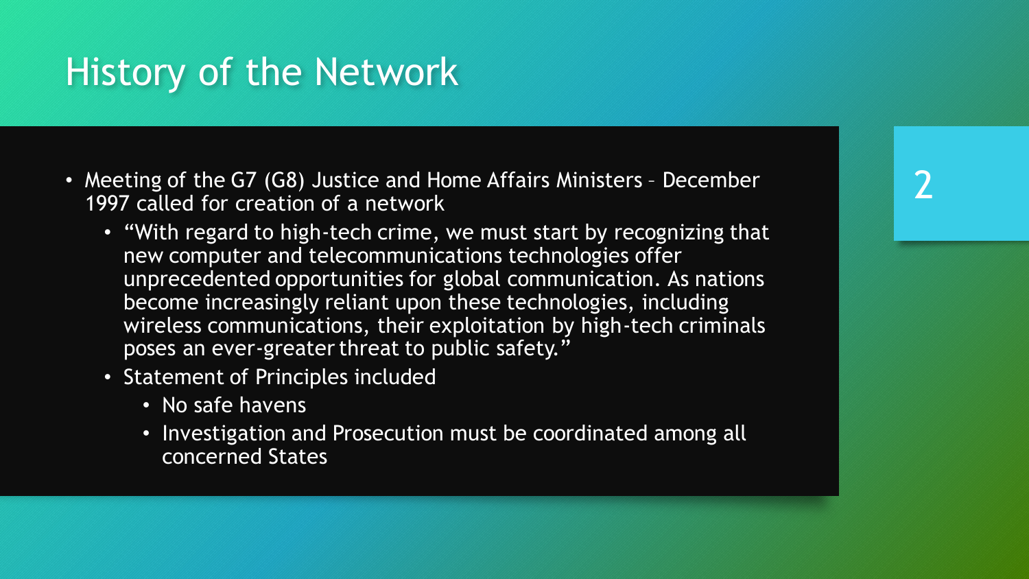# History of the Network

- Meeting of the G7 (G8) Justice and Home Affairs Ministers – December 1997 called for creation of a network
  - "With regard to high-tech crime, we must start by recognizing that new computer and telecommunications technologies offer unprecedented opportunities for global communication. As nations become increasingly reliant upon these technologies, including wireless communications, their exploitation by high-tech criminals poses an ever-greater threat to public safety."
  - Statement of Principles included
    - No safe havens
    - Investigation and Prosecution must be coordinated among all concerned States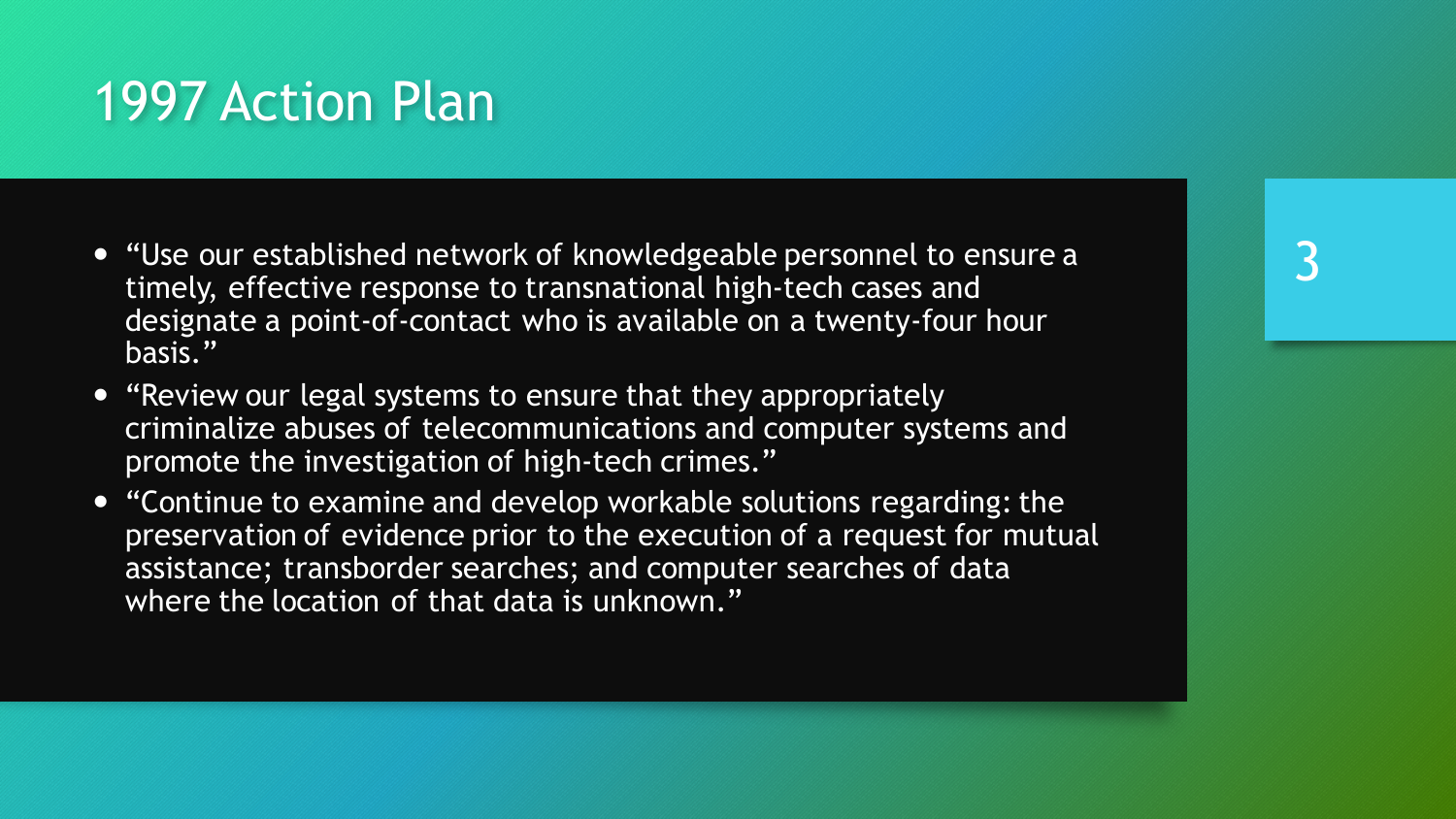# 1997 Action Plan

- "Use our established network of knowledgeable personnel to ensure a timely, effective response to transnational high-tech cases and designate a point-of-contact who is available on a twenty-four hour basis."
- "Review our legal systems to ensure that they appropriately criminalize abuses of telecommunications and computer systems and promote the investigation of high-tech crimes."
- "Continue to examine and develop workable solutions regarding: the preservation of evidence prior to the execution of a request for mutual assistance; transborder searches; and computer searches of data where the location of that data is unknown."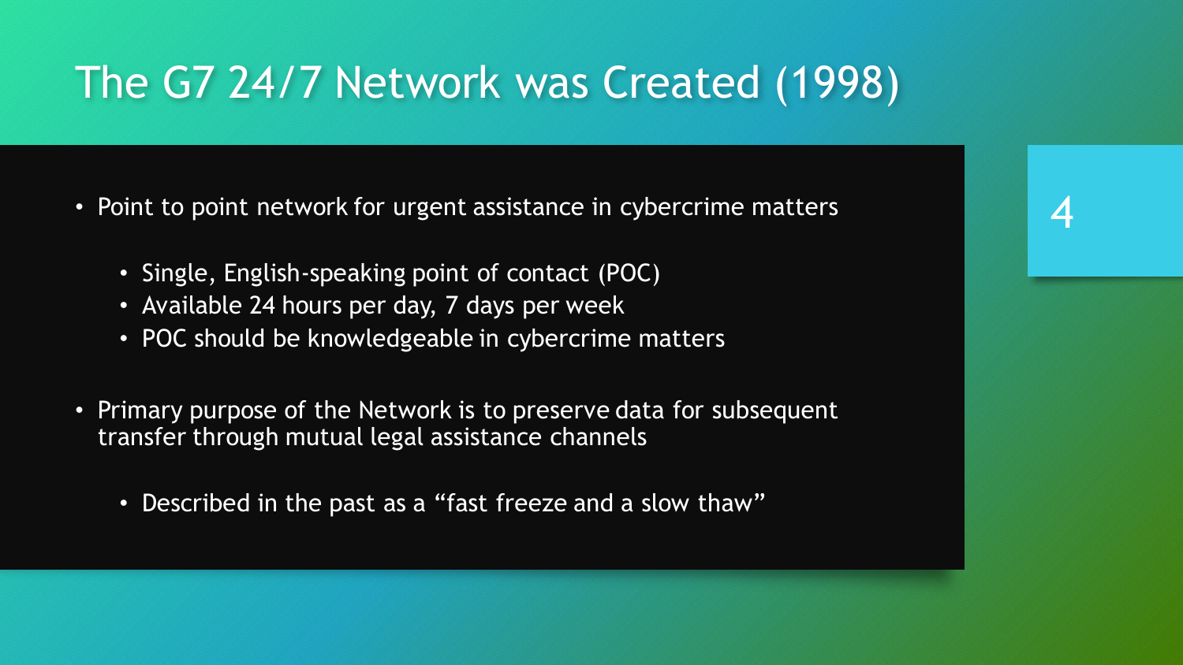# The G7 24/7 Network was Created (1998)

- Point to point network for urgent assistance in cybercrime matters
  - Single, English-speaking point of contact (POC)
  - Available 24 hours per day, 7 days per week
  - POC should be knowledgeable in cybercrime matters
- Primary purpose of the Network is to preserve data for subsequent transfer through mutual legal assistance channels
  - Described in the past as a "fast freeze and a slow thaw"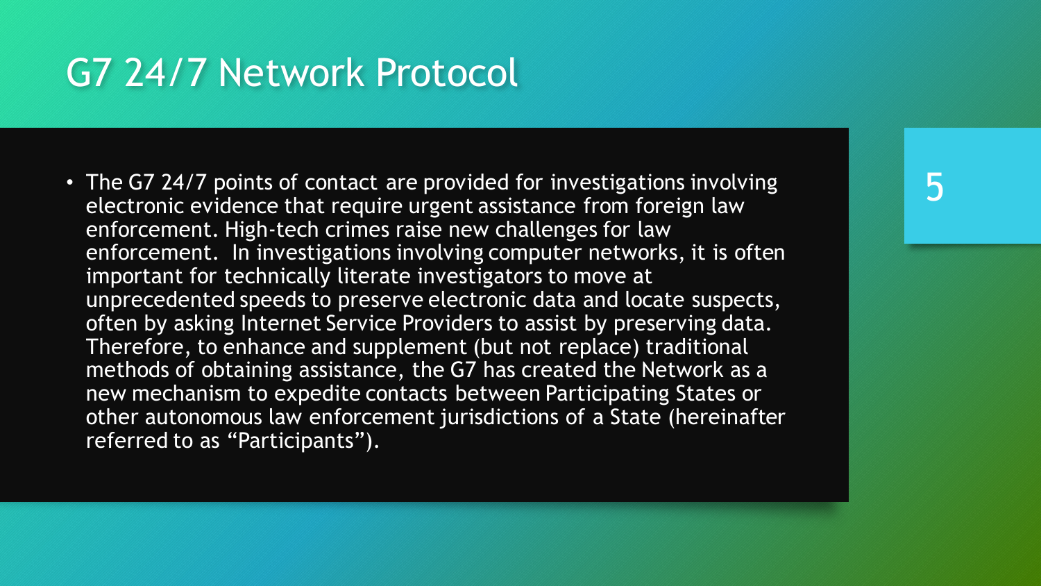# G7 24/7 Network Protocol

- The G7 24/7 points of contact are provided for investigations involving electronic evidence that require urgent assistance from foreign law enforcement. High-tech crimes raise new challenges for law enforcement. In investigations involving computer networks, it is often important for technically literate investigators to move at unprecedented speeds to preserve electronic data and locate suspects, often by asking Internet Service Providers to assist by preserving data. Therefore, to enhance and supplement (but not replace) traditional methods of obtaining assistance, the G7 has created the Network as a new mechanism to expedite contacts between Participating States or other autonomous law enforcement jurisdictions of a State (hereinafter referred to as "Participants").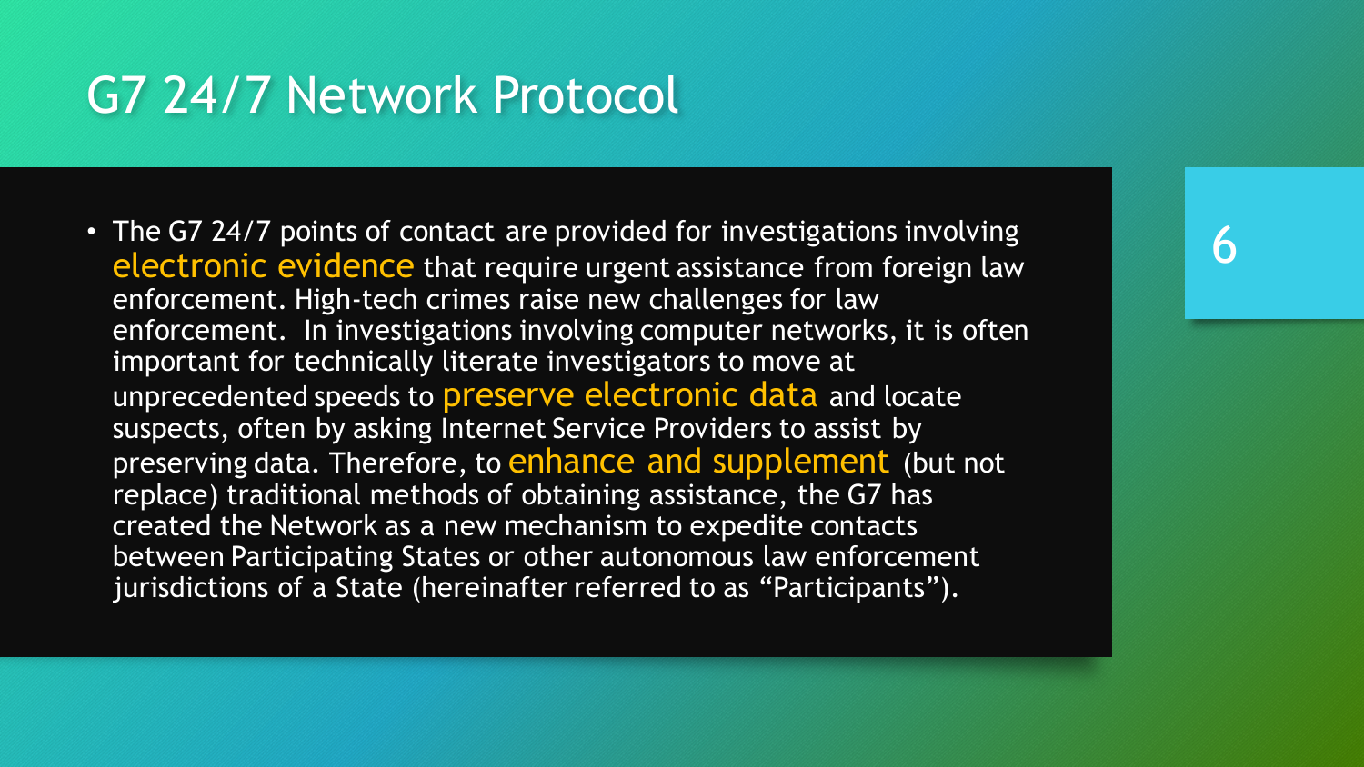# G7 24/7 Network Protocol

- The G7 24/7 points of contact are provided for investigations involving electronic evidence that require urgent assistance from foreign law enforcement. High-tech crimes raise new challenges for law enforcement. In investigations involving computer networks, it is often important for technically literate investigators to move at unprecedented speeds to preserve electronic data and locate suspects, often by asking Internet Service Providers to assist by preserving data. Therefore, to enhance and supplement (but not replace) traditional methods of obtaining assistance, the G7 has created the Network as a new mechanism to expedite contacts between Participating States or other autonomous law enforcement jurisdictions of a State (hereinafter referred to as "Participants").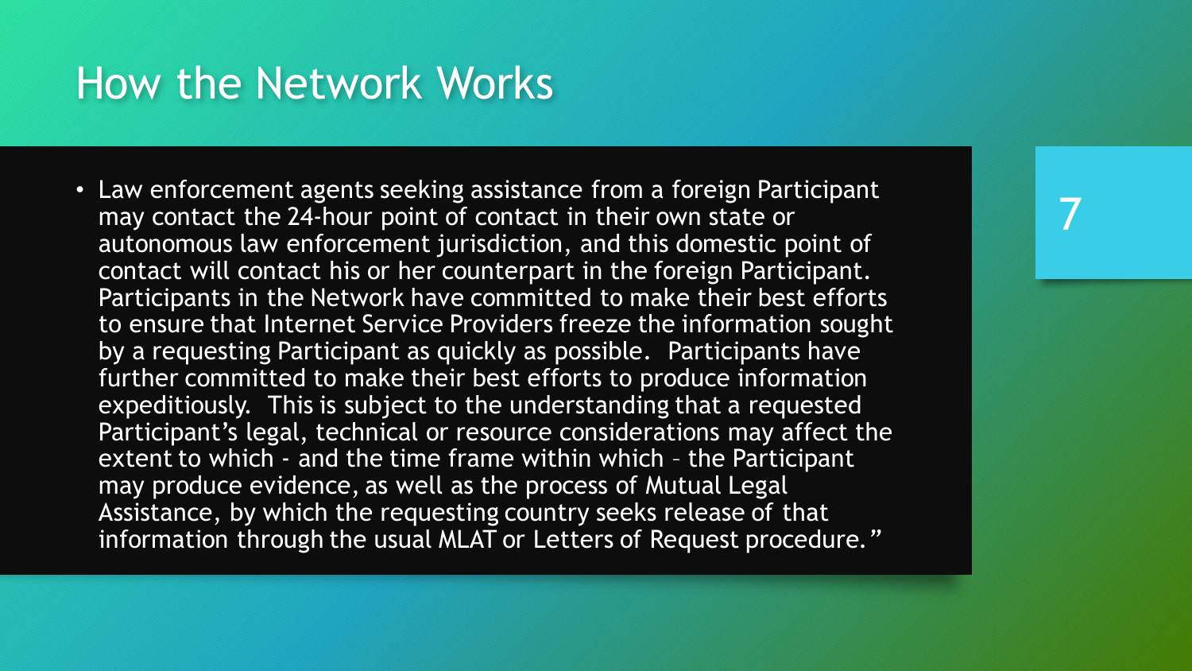# How the Network Works

- Law enforcement agents seeking assistance from a foreign Participant may contact the 24-hour point of contact in their own state or autonomous law enforcement jurisdiction, and this domestic point of contact will contact his or her counterpart in the foreign Participant. Participants in the Network have committed to make their best efforts to ensure that Internet Service Providers freeze the information sought by a requesting Participant as quickly as possible. Participants have further committed to make their best efforts to produce information expeditiously. This is subject to the understanding that a requested Participant's legal, technical or resource considerations may affect the extent to which - and the time frame within which – the Participant may produce evidence, as well as the process of Mutual Legal Assistance, by which the requesting country seeks release of that information through the usual MLAT or Letters of Request procedure."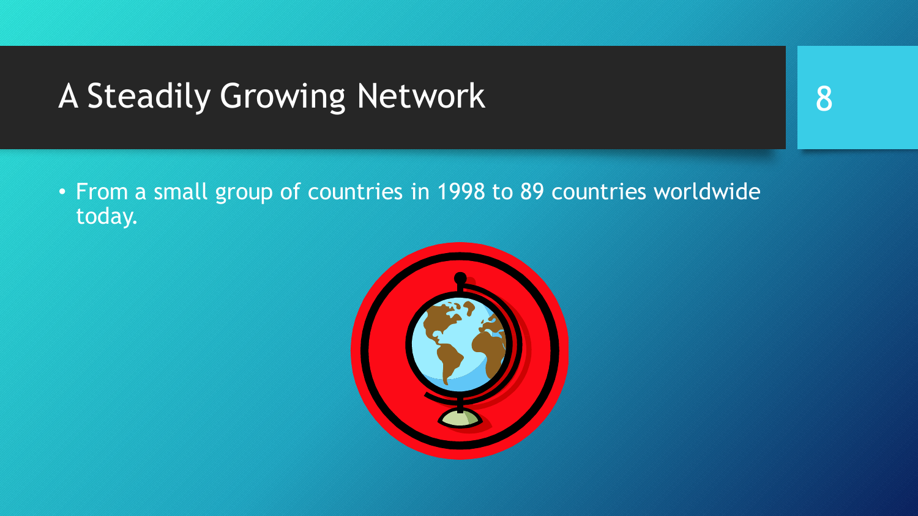# A Steadily Growing Network

- From a small group of countries in 1998 to 89 countries worldwide today.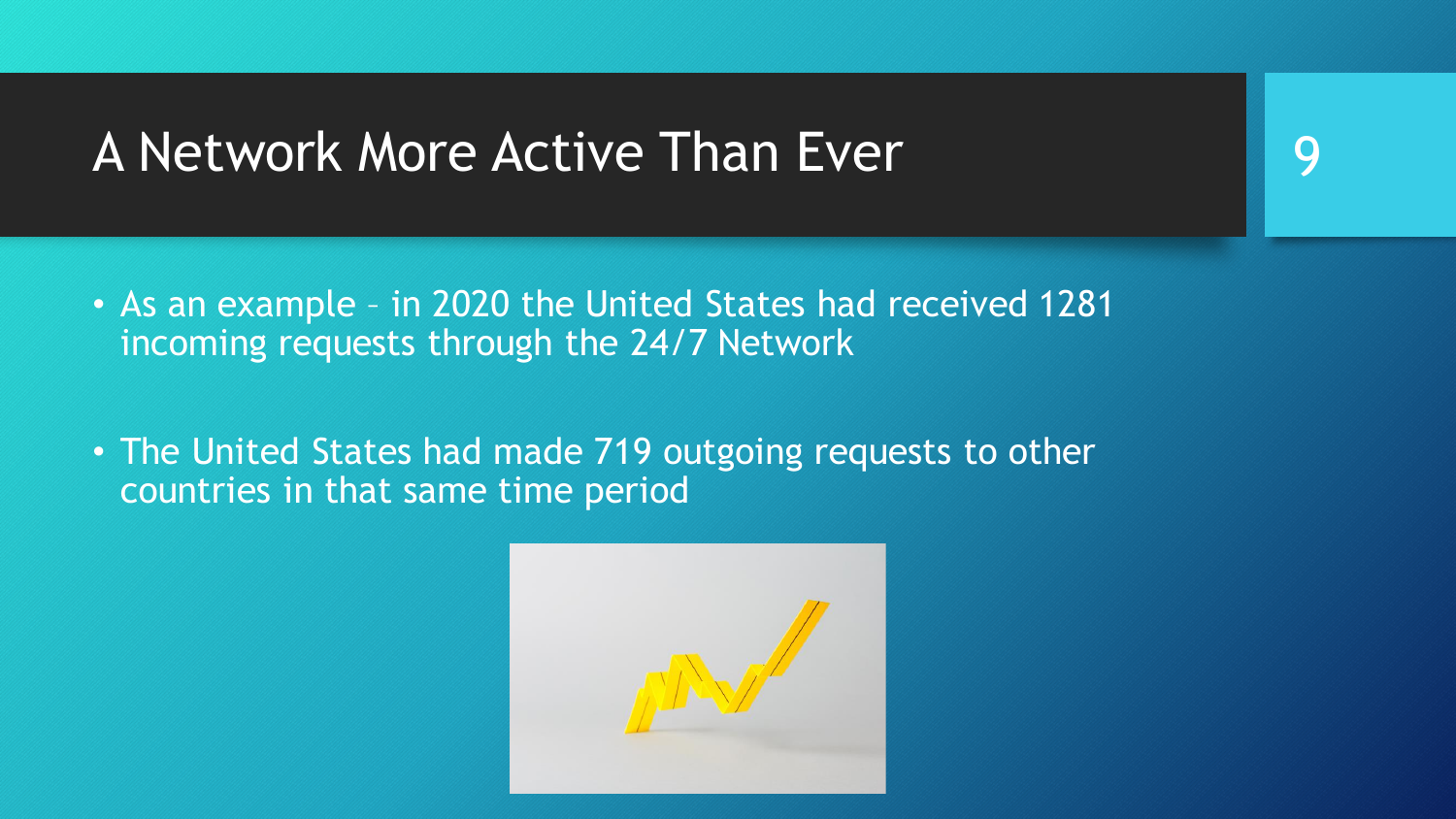# A Network More Active Than Ever

- As an example – in 2020 the United States had received 1281 incoming requests through the 24/7 Network

- The United States had made 719 outgoing requests to other countries in that same time period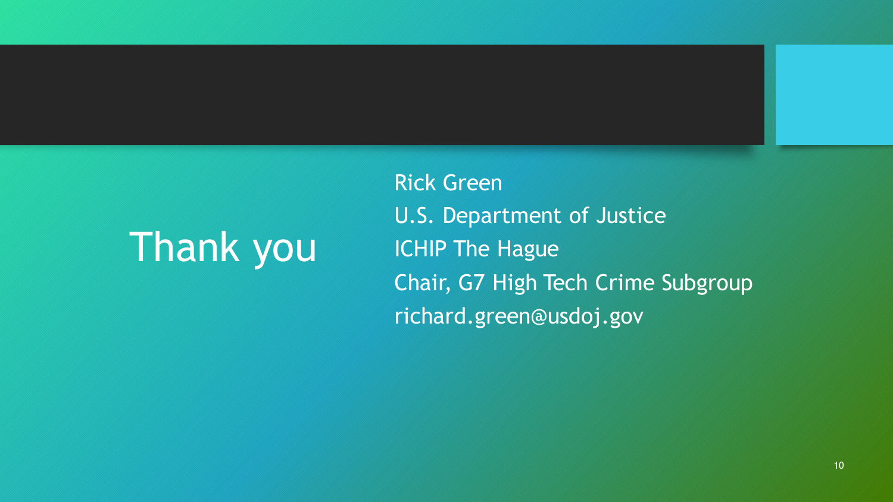# Thank you

Rick Green
U.S. Department of Justice
ICHIP The Hague
Chair, G7 High Tech Crime Subgroup
richard.green@usdoj.gov